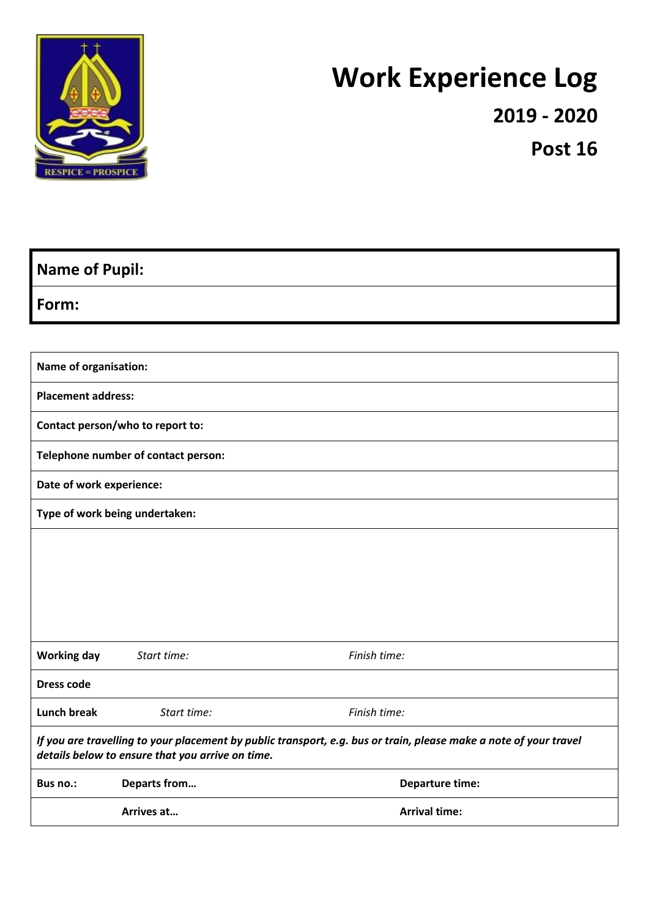# Work Experience Log

## 2019 - 2020

## Post 16

| **Name of Pupil:** |
|---|
| **Form:** |

| | | |
|---|---|---|
| **Name of organisation:** | | |
| **Placement address:** | | |
| **Contact person/who to report to:** | | |
| **Telephone number of contact person:** | | |
| **Date of work experience:** | | |
| **Type of work being undertaken:** | | |
| | | |
| **Working day** | *Start time:* | *Finish time:* |
| **Dress code** | | |
| **Lunch break** | *Start time:* | *Finish time:* |

***If you are travelling to your placement by public transport, e.g. bus or train, please make a note of your travel details below to ensure that you arrive on time.***

| | | |
|---|---|---|
| **Bus no.:** | **Departs from…** | **Departure time:** |
| | **Arrives at…** | **Arrival time:** |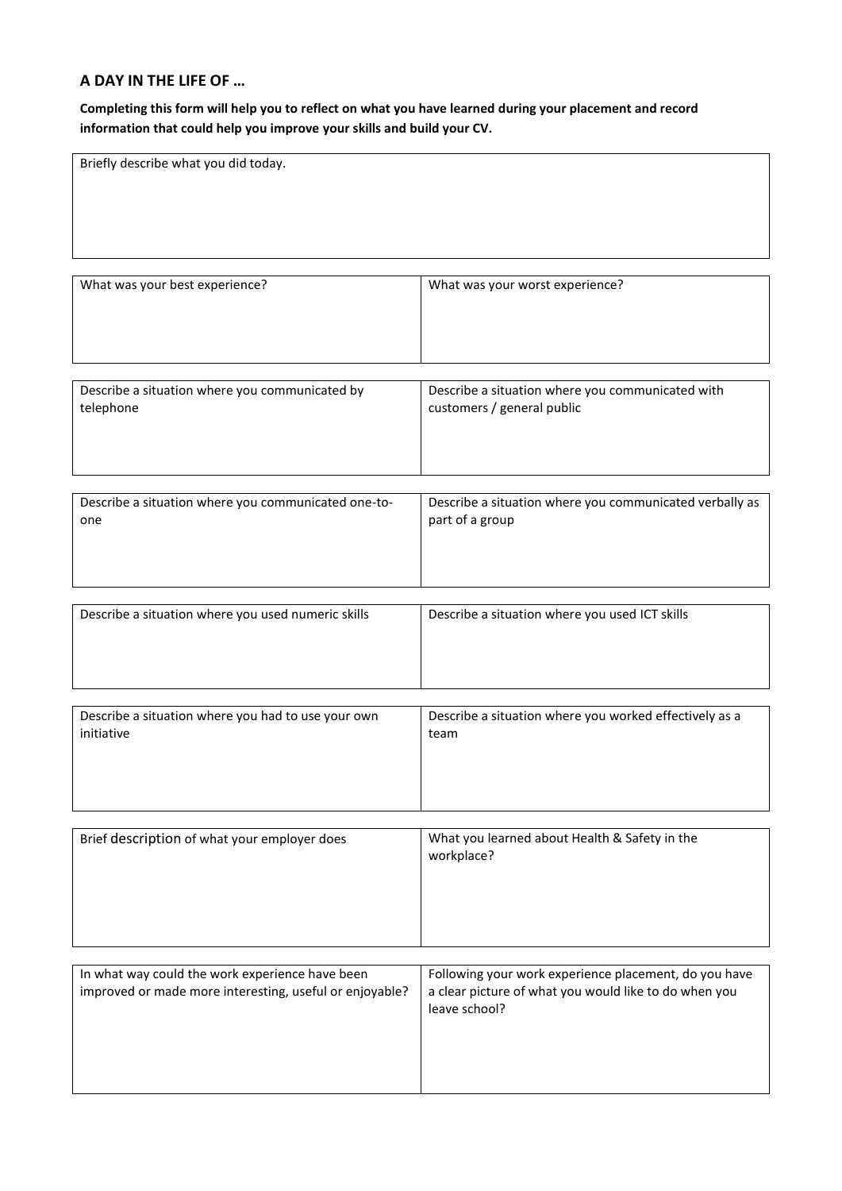## A DAY IN THE LIFE OF …

**Completing this form will help you to reflect on what you have learned during your placement and record information that could help you improve your skills and build your CV.**

| Briefly describe what you did today. |
|---|
| |

| What was your best experience? | What was your worst experience? |
|---|---|
| | |

| Describe a situation where you communicated by telephone | Describe a situation where you communicated with customers / general public |
|---|---|
| | |

| Describe a situation where you communicated one-to-one | Describe a situation where you communicated verbally as part of a group |
|---|---|
| | |

| Describe a situation where you used numeric skills | Describe a situation where you used ICT skills |
|---|---|
| | |

| Describe a situation where you had to use your own initiative | Describe a situation where you worked effectively as a team |
|---|---|
| | |

| Brief description of what your employer does | What you learned about Health & Safety in the workplace? |
|---|---|
| | |

| In what way could the work experience have been improved or made more interesting, useful or enjoyable? | Following your work experience placement, do you have a clear picture of what you would like to do when you leave school? |
|---|---|
| | |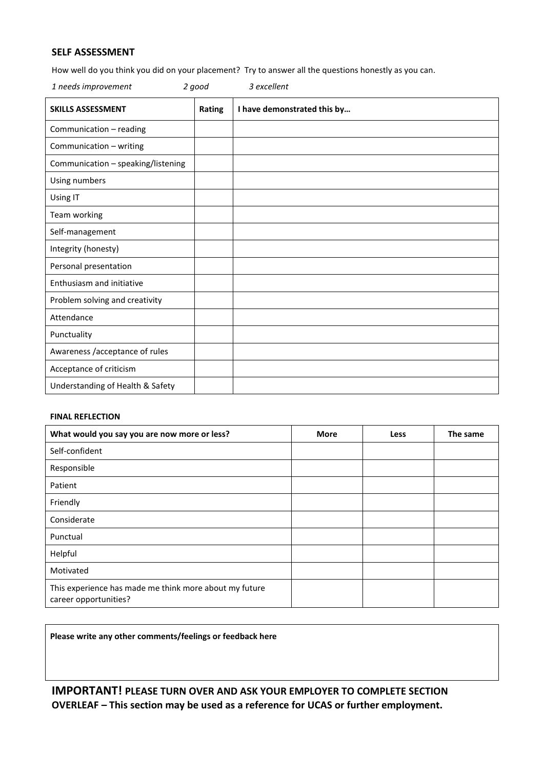## SELF ASSESSMENT

How well do you think you did on your placement? Try to answer all the questions honestly as you can.

*1 needs improvement* *2 good* *3 excellent*

| SKILLS ASSESSMENT | Rating | I have demonstrated this by… |
|---|---|---|
| Communication – reading | | |
| Communication – writing | | |
| Communication – speaking/listening | | |
| Using numbers | | |
| Using IT | | |
| Team working | | |
| Self-management | | |
| Integrity (honesty) | | |
| Personal presentation | | |
| Enthusiasm and initiative | | |
| Problem solving and creativity | | |
| Attendance | | |
| Punctuality | | |
| Awareness /acceptance of rules | | |
| Acceptance of criticism | | |
| Understanding of Health & Safety | | |

### FINAL REFLECTION

| What would you say you are now more or less? | More | Less | The same |
|---|---|---|---|
| Self-confident | | | |
| Responsible | | | |
| Patient | | | |
| Friendly | | | |
| Considerate | | | |
| Punctual | | | |
| Helpful | | | |
| Motivated | | | |
| This experience has made me think more about my future career opportunities? | | | |

**Please write any other comments/feelings or feedback here**

**IMPORTANT! PLEASE TURN OVER AND ASK YOUR EMPLOYER TO COMPLETE SECTION OVERLEAF – This section may be used as a reference for UCAS or further employment.**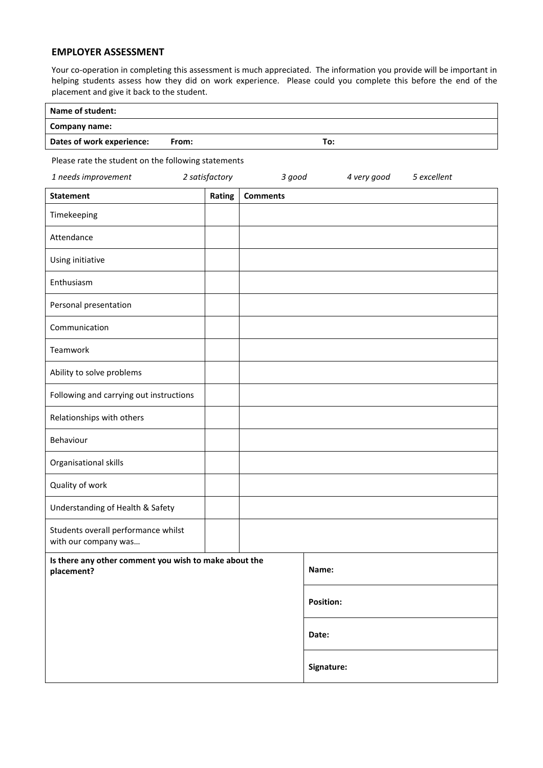## EMPLOYER ASSESSMENT

Your co-operation in completing this assessment is much appreciated. The information you provide will be important in helping students assess how they did on work experience. Please could you complete this before the end of the placement and give it back to the student.

| | | |
|---|---|---|
| **Name of student:** | | |
| **Company name:** | | |
| **Dates of work experience:** **From:** | | **To:** |

Please rate the student on the following statements

*1 needs improvement* *2 satisfactory* *3 good* *4 very good* *5 excellent*

| Statement | Rating | Comments |
|---|---|---|
| Timekeeping | | |
| Attendance | | |
| Using initiative | | |
| Enthusiasm | | |
| Personal presentation | | |
| Communication | | |
| Teamwork | | |
| Ability to solve problems | | |
| Following and carrying out instructions | | |
| Relationships with others | | |
| Behaviour | | |
| Organisational skills | | |
| Quality of work | | |
| Understanding of Health & Safety | | |
| Students overall performance whilst with our company was… | | |

| | |
|---|---|
| **Is there any other comment you wish to make about the placement?** | **Name:** |
| | **Position:** |
| | **Date:** |
| | **Signature:** |